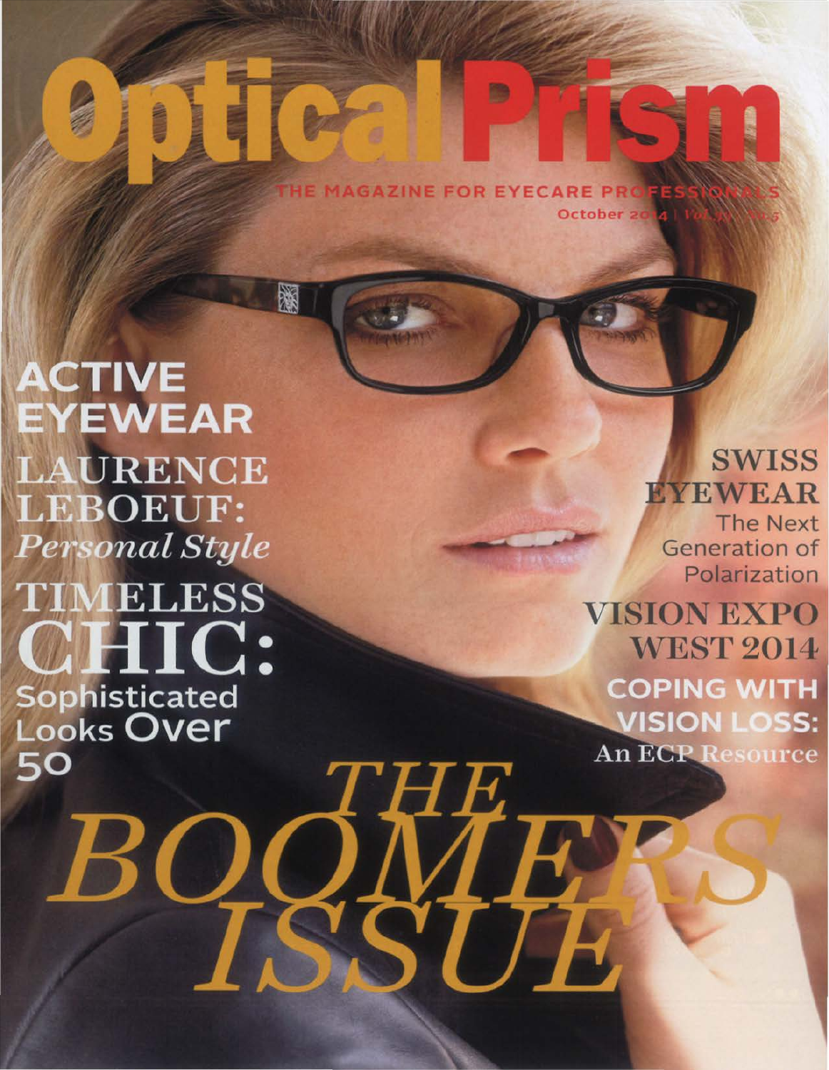# Optical Prism

THE MAGAZINE FOR EYECARE PROFESSIONALS

October 2014 | Vol.32 | No.5

## ACTIVE EYEWEAR

## LAURENCE LEBOEUF: *Personal Style*

## TIMELESS CHIC: Sophisticated Looks Over 50

## SWISS EYEWEAR

The Next Generation of Polarization

## VISION EXPO WEST 2014

## COPING WITH VISION LOSS:

An ECP Resource

# *THE BOOMERS ISSUE*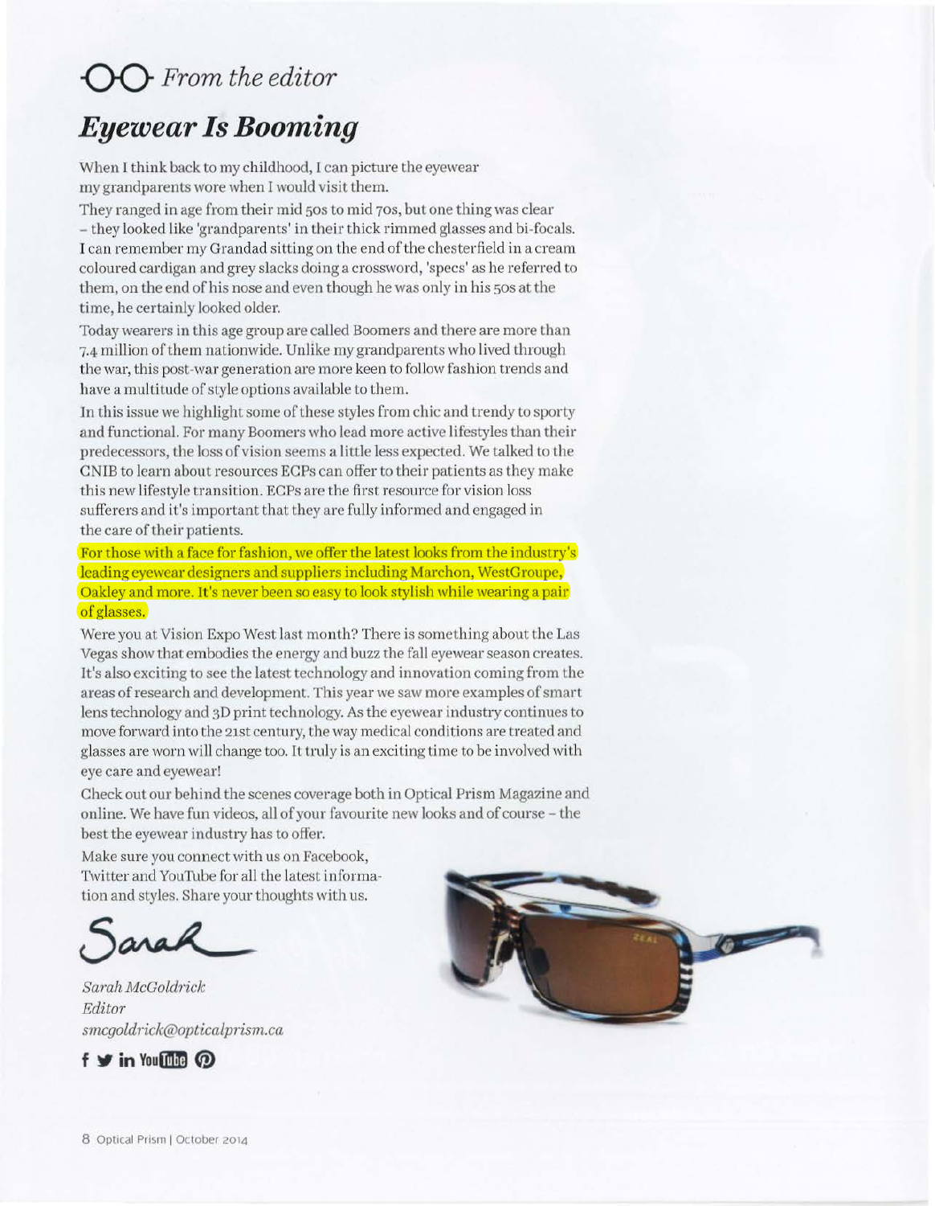*From the editor*

# *Eyewear Is Booming*

When I think back to my childhood, I can picture the eyewear my grandparents wore when I would visit them.

They ranged in age from their mid 50s to mid 70s, but one thing was clear – they looked like 'grandparents' in their thick rimmed glasses and bi-focals. I can remember my Grandad sitting on the end of the chesterfield in a cream coloured cardigan and grey slacks doing a crossword, 'specs' as he referred to them, on the end of his nose and even though he was only in his 50s at the time, he certainly looked older.

Today wearers in this age group are called Boomers and there are more than 7.4 million of them nationwide. Unlike my grandparents who lived through the war, this post-war generation are more keen to follow fashion trends and have a multitude of style options available to them.

In this issue we highlight some of these styles from chic and trendy to sporty and functional. For many Boomers who lead more active lifestyles than their predecessors, the loss of vision seems a little less expected. We talked to the CNIB to learn about resources ECPs can offer to their patients as they make this new lifestyle transition. ECPs are the first resource for vision loss sufferers and it's important that they are fully informed and engaged in the care of their patients.

For those with a face for fashion, we offer the latest looks from the industry's leading eyewear designers and suppliers including Marchon, WestGroupe, Oakley and more. It's never been so easy to look stylish while wearing a pair of glasses.

Were you at Vision Expo West last month? There is something about the Las Vegas show that embodies the energy and buzz the fall eyewear season creates. It's also exciting to see the latest technology and innovation coming from the areas of research and development. This year we saw more examples of smart lens technology and 3D print technology. As the eyewear industry continues to move forward into the 21st century, the way medical conditions are treated and glasses are worn will change too. It truly is an exciting time to be involved with eye care and eyewear!

Check out our behind the scenes coverage both in Optical Prism Magazine and online. We have fun videos, all of your favourite new looks and of course – the best the eyewear industry has to offer.

Make sure you connect with us on Facebook, Twitter and YouTube for all the latest information and styles. Share your thoughts with us.

Sarah

*Sarah McGoldrick*
*Editor*
*smcgoldrick@opticalprism.ca*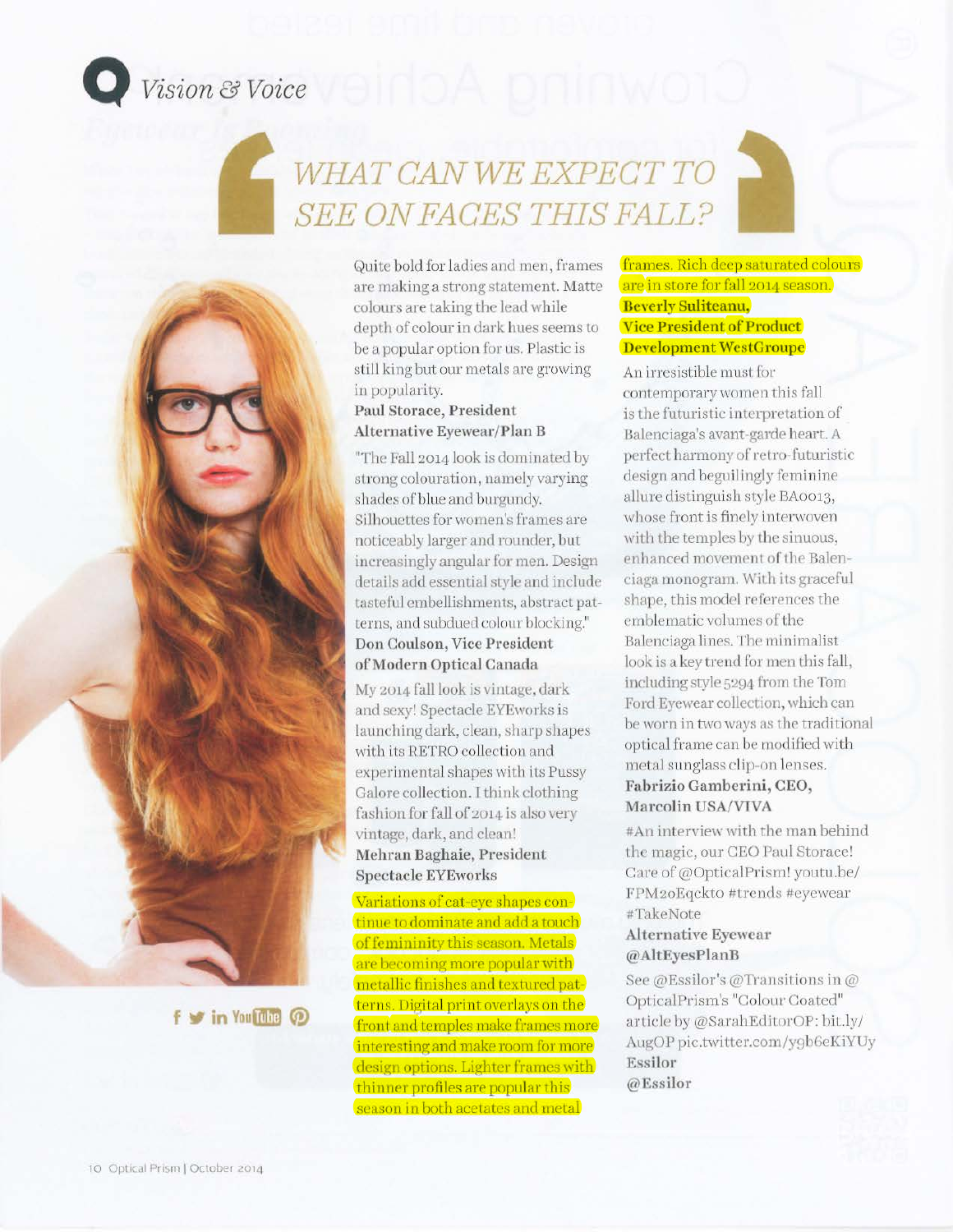# Vision & Voice

## WHAT CAN WE EXPECT TO SEE ON FACES THIS FALL?

Quite bold for ladies and men, frames are making a strong statement. Matte colours are taking the lead while depth of colour in dark hues seems to be a popular option for us. Plastic is still king but our metals are growing in popularity.

**Paul Storace, President Alternative Eyewear/Plan B**

"The Fall 2014 look is dominated by strong colouration, namely varying shades of blue and burgundy. Silhouettes for women's frames are noticeably larger and rounder, but increasingly angular for men. Design details add essential style and include tasteful embellishments, abstract patterns, and subdued colour blocking."

**Don Coulson, Vice President of Modern Optical Canada**

My 2014 fall look is vintage, dark and sexy! Spectacle EYEworks is launching dark, clean, sharp shapes with its RETRO collection and experimental shapes with its Pussy Galore collection. I think clothing fashion for fall of 2014 is also very vintage, dark, and clean!

**Mehran Baghaie, President Spectacle EYEworks**

Variations of cat-eye shapes continue to dominate and add a touch of femininity this season. Metals are becoming more popular with metallic finishes and textured patterns. Digital print overlays on the front and temples make frames more interesting and make room for more design options. Lighter frames with thinner profiles are popular this season in both acetates and metal frames. Rich deep saturated colours are in store for fall 2014 season.

**Beverly Suliteanu, Vice President of Product Development WestGroupe**

An irresistible must for contemporary women this fall is the futuristic interpretation of Balenciaga's avant-garde heart. A perfect harmony of retro-futuristic design and beguilingly feminine allure distinguish style BA0013, whose front is finely interwoven with the temples by the sinuous, enhanced movement of the Balenciaga monogram. With its graceful shape, this model references the emblematic volumes of the Balenciaga lines. The minimalist look is a key trend for men this fall, including style 5294 from the Tom Ford Eyewear collection, which can be worn in two ways as the traditional optical frame can be modified with metal sunglass clip-on lenses.

**Fabrizio Gamberini, CEO, Marcolin USA/VIVA**

#An interview with the man behind the magic, our CEO Paul Storace! Care of @OpticalPrism! youtu.be/FPM20Eqckto #trends #eyewear #TakeNote

**Alternative Eyewear @AltEyesPlanB**

See @Essilor's @Transitions in @OpticalPrism's "Colour Coated" article by @SarahEditorOP: bit.ly/AugOP pic.twitter.com/y9b6eKiYUy

**Essilor @Essilor**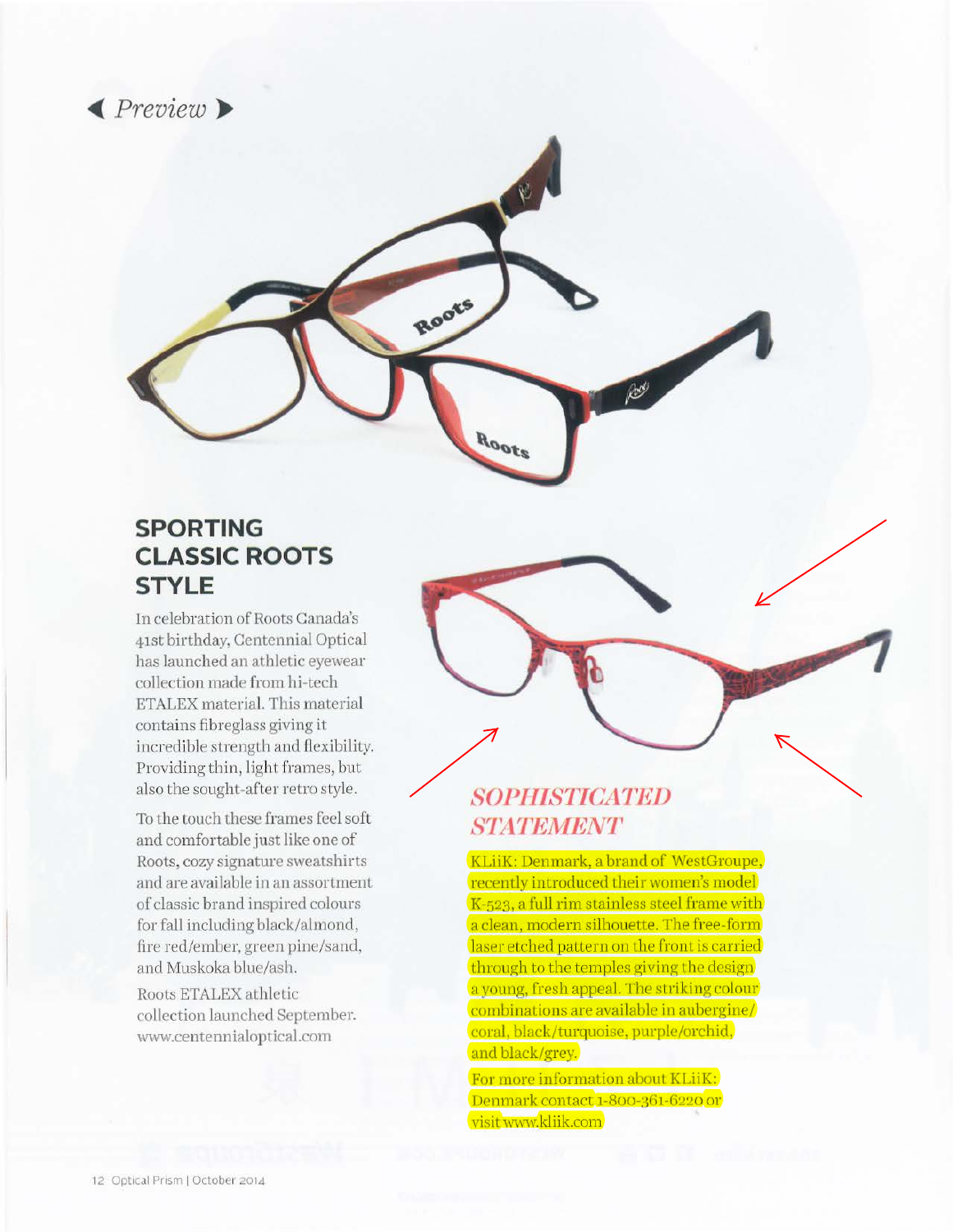# Preview

## SPORTING CLASSIC ROOTS STYLE

In celebration of Roots Canada's 41st birthday, Centennial Optical has launched an athletic eyewear collection made from hi-tech ETALEX material. This material contains fibreglass giving it incredible strength and flexibility. Providing thin, light frames, but also the sought-after retro style.

To the touch these frames feel soft and comfortable just like one of Roots, cozy signature sweatshirts and are available in an assortment of classic brand inspired colours for fall including black/almond, fire red/ember, green pine/sand, and Muskoka blue/ash.

Roots ETALEX athletic collection launched September. www.centennialoptical.com

## *SOPHISTICATED STATEMENT*

KLiiK: Denmark, a brand of WestGroupe, recently introduced their women's model K-523, a full rim stainless steel frame with a clean, modern silhouette. The free-form laser etched pattern on the front is carried through to the temples giving the design a young, fresh appeal. The striking colour combinations are available in aubergine/coral, black/turquoise, purple/orchid, and black/grey.

For more information about KLiiK: Denmark contact 1-800-361-6220 or visit www.kliik.com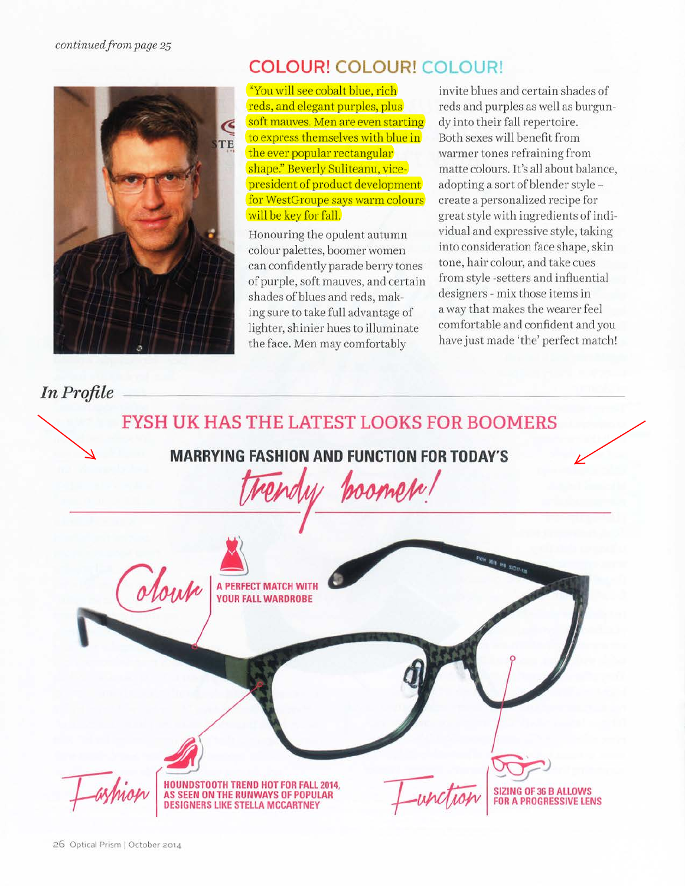*continued from page 25*

## COLOUR! COLOUR! COLOUR!

"You will see cobalt blue, rich reds, and elegant purples, plus soft mauves. Men are even starting to express themselves with blue in the ever popular rectangular shape." Beverly Suliteanu, vice-president of product development for WestGroupe says warm colours will be key for fall.

Honouring the opulent autumn colour palettes, boomer women can confidently parade berry tones of purple, soft mauves, and certain shades of blues and reds, making sure to take full advantage of lighter, shinier hues to illuminate the face. Men may comfortably invite blues and certain shades of reds and purples as well as burgundy into their fall repertoire. Both sexes will benefit from warmer tones refraining from matte colours. It's all about balance, adopting a sort of blender style – create a personalized recipe for great style with ingredients of individual and expressive style, taking into consideration face shape, skin tone, hair colour, and take cues from style -setters and influential designers - mix those items in a way that makes the wearer feel comfortable and confident and you have just made 'the' perfect match!

*In Profile*

## FYSH UK HAS THE LATEST LOOKS FOR BOOMERS

### MARRYING FASHION AND FUNCTION FOR TODAY'S *trendy boomer!*

*Colour* — A PERFECT MATCH WITH YOUR FALL WARDROBE

*Fashion* — HOUNDSTOOTH TREND HOT FOR FALL 2014, AS SEEN ON THE RUNWAYS OF POPULAR DESIGNERS LIKE STELLA MCCARTNEY

*Function* — SIZING OF 36 B ALLOWS FOR A PROGRESSIVE LENS